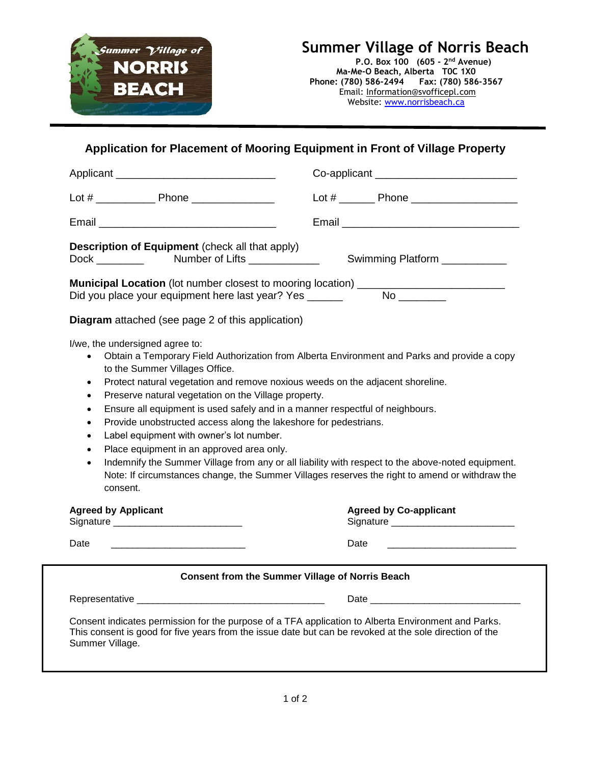# Summer Village of Norris Beach

**P.O. Box 100 (605 - 2nd Avenue)**
**Ma-Me-O Beach, Alberta T0C 1X0**
**Phone: (780) 586-2494 Fax: (780) 586-3567**
Email: Information@svofficepl.com
Website: www.norrisbeach.ca

## Application for Placement of Mooring Equipment in Front of Village Property

Applicant ___________________________ Co-applicant ________________________

Lot # __________ Phone ______________ Lot # ______ Phone __________________

Email ______________________________ Email ______________________________

**Description of Equipment** (check all that apply)
Dock ________ Number of Lifts ____________ Swimming Platform ___________

**Municipal Location** (lot number closest to mooring location) ________________________
Did you place your equipment here last year? Yes ______ No ________

**Diagram** attached (see page 2 of this application)

I/we, the undersigned agree to:

- Obtain a Temporary Field Authorization from Alberta Environment and Parks and provide a copy to the Summer Villages Office.
- Protect natural vegetation and remove noxious weeds on the adjacent shoreline.
- Preserve natural vegetation on the Village property.
- Ensure all equipment is used safely and in a manner respectful of neighbours.
- Provide unobstructed access along the lakeshore for pedestrians.
- Label equipment with owner's lot number.
- Place equipment in an approved area only.
- Indemnify the Summer Village from any or all liability with respect to the above-noted equipment. Note: If circumstances change, the Summer Villages reserves the right to amend or withdraw the consent.

**Agreed by Applicant**
Signature ________________________

Date ________________________

**Agreed by Co-applicant**
Signature ______________________

Date ______________________

**Consent from the Summer Village of Norris Beach**

Representative __________________________________ Date ____________________________

Consent indicates permission for the purpose of a TFA application to Alberta Environment and Parks. This consent is good for five years from the issue date but can be revoked at the sole direction of the Summer Village.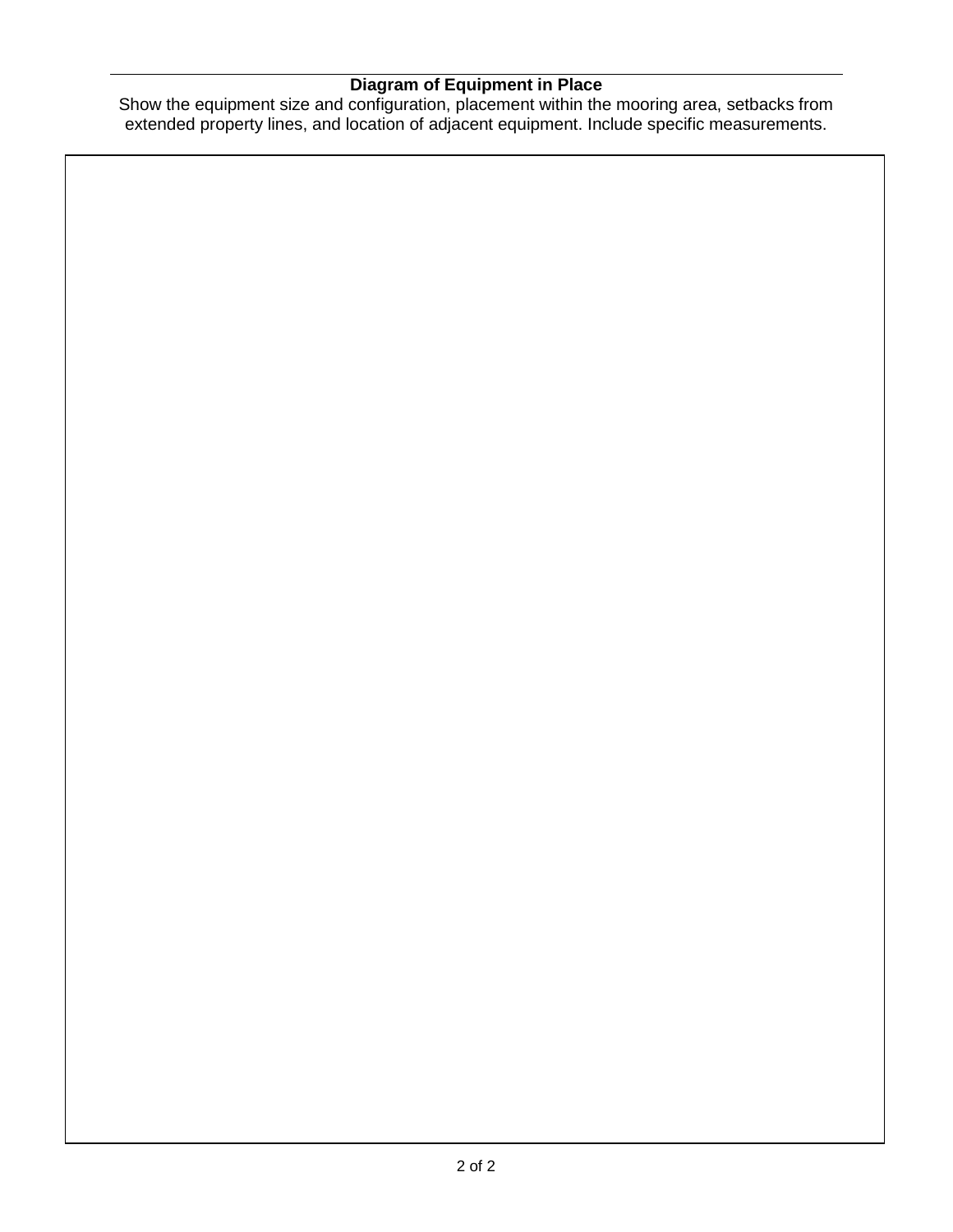**Diagram of Equipment in Place**

Show the equipment size and configuration, placement within the mooring area, setbacks from extended property lines, and location of adjacent equipment. Include specific measurements.